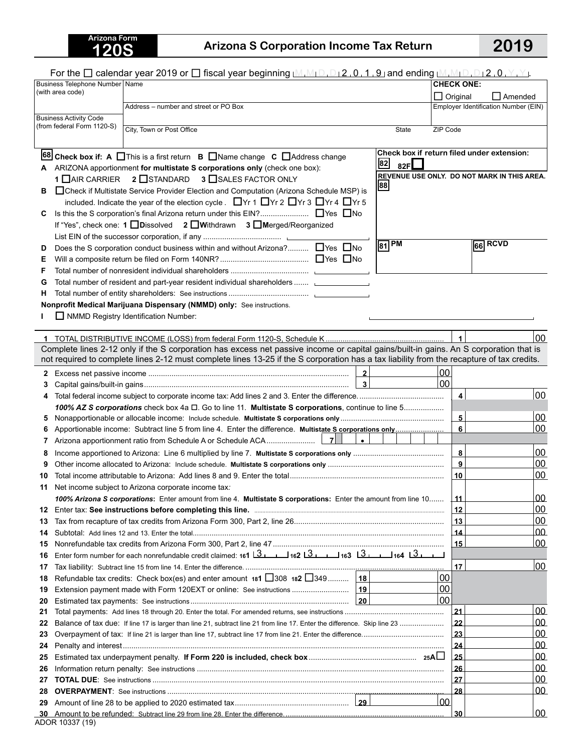Arizona Form
**120S**

# Arizona S Corporation Income Tax Return

# 2019

For the ☐ calendar year 2019 or ☐ fiscal year beginning M M D D 2 0 1 9 and ending M M D D 2 0 Y Y.

| Business Telephone Number (with area code) | Name | CHECK ONE: ☐ Original ☐ Amended |
|---|---|---|
| | Address – number and street or PO Box | Employer Identification Number (EIN) |
| Business Activity Code (from federal Form 1120-S) | City, Town or Post Office / State | ZIP Code |

**68** **Check box if: A** ☐ This is a first return **B** ☐ Name change **C** ☐ Address change

Check box if return filed under extension: **82** 82F ☐

REVENUE USE ONLY. DO NOT MARK IN THIS AREA. **88**

**81** PM **66** RCVD

**A** ARIZONA apportionment **for multistate S corporations only** (check one box):
1 ☐ AIR CARRIER 2 ☐ STANDARD 3 ☐ SALES FACTOR ONLY

**B** ☐ Check if Multistate Service Provider Election and Computation (Arizona Schedule MSP) is included. Indicate the year of the election cycle. ☐ Yr 1 ☐ Yr 2 ☐ Yr 3 ☐ Yr 4 ☐ Yr 5

**C** Is this the S corporation's final Arizona return under this EIN? ☐ Yes ☐ No
If "Yes", check one: 1 ☐ **D**issolved 2 ☐ **W**ithdrawn 3 ☐ **M**erged/Reorganized
List EIN of the successor corporation, if any

**D** Does the S corporation conduct business within and without Arizona? ☐ Yes ☐ No

**E** Will a composite return be filed on Form 140NR? ☐ Yes ☐ No

**F** Total number of nonresident individual shareholders

**G** Total number of resident and part-year resident individual shareholders

**H** Total number of entity shareholders: See instructions

**Nonprofit Medical Marijuana Dispensary (NMMD) only:** See instructions.

**I** ☐ NMMD Registry Identification Number:

1 TOTAL DISTRIBUTIVE INCOME (LOSS) from federal Form 1120-S, Schedule K .......... 1 | 00

Complete lines 2-12 only if the S corporation has excess net passive income or capital gains/built-in gains. An S corporation that is not required to complete lines 2-12 must complete lines 13-25 if the S corporation has a tax liability from the recapture of tax credits.

| Line | Description | | | Line | Amount |
|---|---|---|---|---|---|
| 2 | Excess net passive income | 2 | 00 | | |
| 3 | Capital gains/built-in gains | 3 | 00 | | |
| 4 | Total federal income subject to corporate income tax: Add lines 2 and 3. Enter the difference. | | | 4 | 00 |
| | *100% AZ S corporations* check box 4a ☐. Go to line 11. **Multistate S corporations**, continue to line 5 | | | | |
| 5 | Nonapportionable or allocable income: Include schedule. **Multistate S corporations only** | | | 5 | 00 |
| 6 | Apportionable income: Subtract line 5 from line 4. Enter the difference. **Multistate S corporations only** | | | 6 | 00 |
| 7 | Arizona apportionment ratio from Schedule A or Schedule ACA | 7 | • | | |
| 8 | Income apportioned to Arizona: Line 6 multiplied by line 7. **Multistate S corporations only** | | | 8 | 00 |
| 9 | Other income allocated to Arizona: Include schedule. **Multistate S corporations only** | | | 9 | 00 |
| 10 | Total income attributable to Arizona: Add lines 8 and 9. Enter the total | | | 10 | 00 |
| 11 | Net income subject to Arizona corporate income tax: *100% Arizona S corporations*: Enter amount from line 4. **Multistate S corporations:** Enter the amount from line 10 | | | 11 | 00 |
| 12 | Enter tax: **See instructions before completing this line.** | | | 12 | 00 |
| 13 | Tax from recapture of tax credits from Arizona Form 300, Part 2, line 26 | | | 13 | 00 |
| 14 | Subtotal: Add lines 12 and 13. Enter the total | | | 14 | 00 |
| 15 | Nonrefundable tax credits from Arizona Form 300, Part 2, line 47 | | | 15 | 00 |
| 16 | Enter form number for each nonrefundable credit claimed: 161 3 162 3 163 3 164 3 | | | | |
| 17 | Tax liability: Subtract line 15 from line 14. Enter the difference. | | | 17 | 00 |
| 18 | Refundable tax credits: Check box(es) and enter amount 181 ☐ 308 182 ☐ 349 | 18 | 00 | | |
| 19 | Extension payment made with Form 120EXT or online: See instructions | 19 | 00 | | |
| 20 | Estimated tax payments: See instructions | 20 | 00 | | |
| 21 | Total payments: Add lines 18 through 20. Enter the total. For amended returns, see instructions | | | 21 | 00 |
| 22 | Balance of tax due: If line 17 is larger than line 21, subtract line 21 from line 17. Enter the difference. Skip line 23 | | | 22 | 00 |
| 23 | Overpayment of tax: If line 21 is larger than line 17, subtract line 17 from line 21. Enter the difference. | | | 23 | 00 |
| 24 | Penalty and interest | | | 24 | 00 |
| 25 | Estimated tax underpayment penalty. **If Form 220 is included, check box** 25A ☐ | | | 25 | 00 |
| 26 | Information return penalty: See instructions | | | 26 | 00 |
| 27 | **TOTAL DUE**: See instructions | | | 27 | 00 |
| 28 | **OVERPAYMENT**: See instructions | | | 28 | 00 |
| 29 | Amount of line 28 to be applied to 2020 estimated tax | 29 | 00 | | |
| 30 | Amount to be refunded: Subtract line 29 from line 28. Enter the difference. | | | 30 | 00 |

ADOR 10337 (19)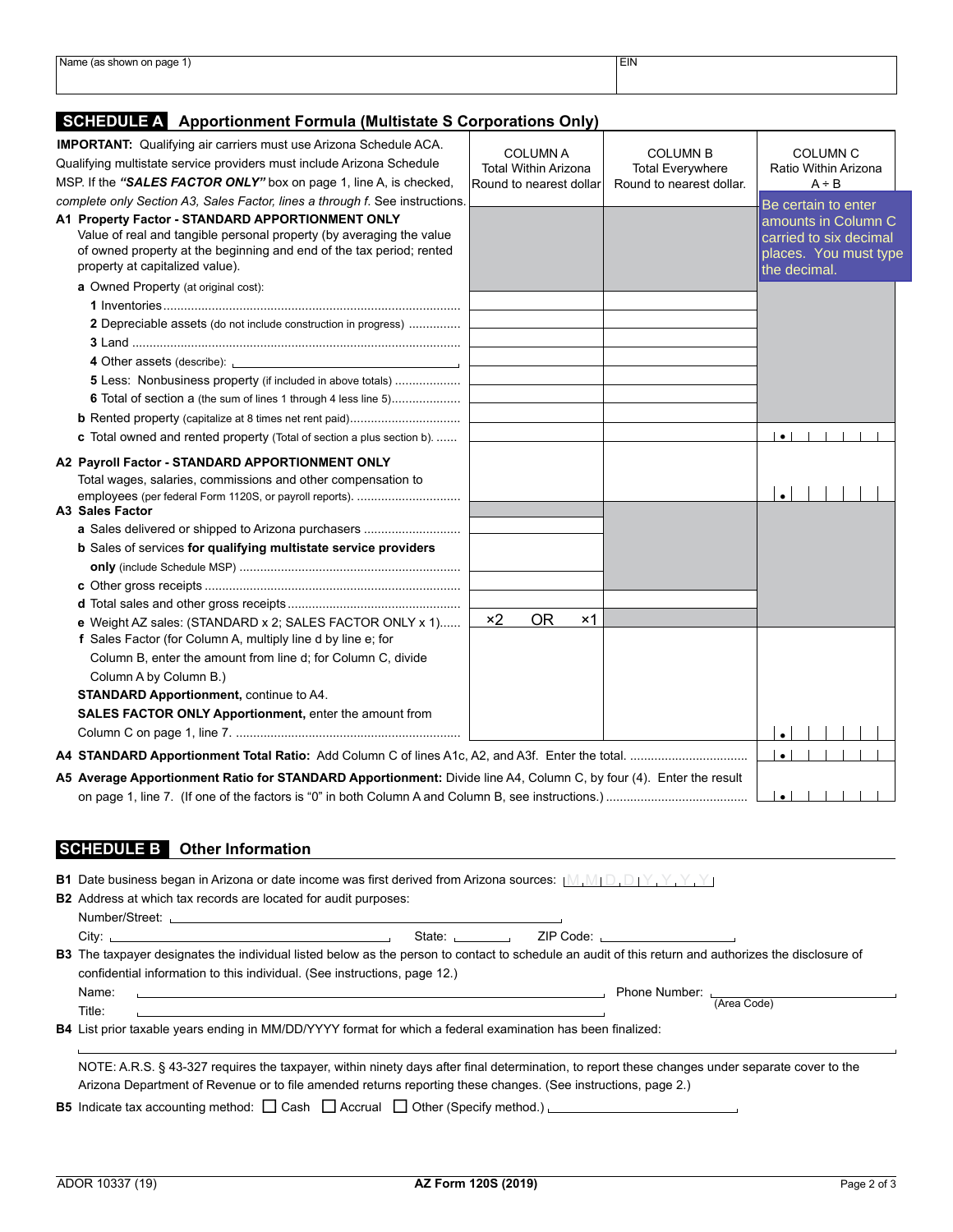| Name (as shown on page 1) | EIN |
|---|---|
| | |

## SCHEDULE A Apportionment Formula (Multistate S Corporations Only)

**IMPORTANT:** Qualifying air carriers must use Arizona Schedule ACA. Qualifying multistate service providers must include Arizona Schedule MSP. If the ***"SALES FACTOR ONLY"*** box on page 1, line A, is checked, *complete only Section A3, Sales Factor, lines a through f.* See instructions.

Be certain to enter amounts in Column C carried to six decimal places. You must type the decimal.

| | COLUMN A Total Within Arizona Round to nearest dollar | COLUMN B Total Everywhere Round to nearest dollar. | COLUMN C Ratio Within Arizona A ÷ B |
|---|---|---|---|
| **A1 Property Factor - STANDARD APPORTIONMENT ONLY** Value of real and tangible personal property (by averaging the value of owned property at the beginning and end of the tax period; rented property at capitalized value). | | | |
| **a** Owned Property (at original cost): | | | |
| **1** Inventories | | | |
| **2** Depreciable assets (do not include construction in progress) | | | |
| **3** Land | | | |
| **4** Other assets (describe): ______ | | | |
| **5** Less: Nonbusiness property (if included in above totals) | | | |
| **6** Total of section a (the sum of lines 1 through 4 less line 5) | | | |
| **b** Rented property (capitalize at 8 times net rent paid) | | | |
| **c** Total owned and rented property (Total of section a plus section b). | | | . |
| **A2 Payroll Factor - STANDARD APPORTIONMENT ONLY** Total wages, salaries, commissions and other compensation to employees (per federal Form 1120S, or payroll reports). | | | . |
| **A3 Sales Factor** | | | |
| **a** Sales delivered or shipped to Arizona purchasers | | | |
| **b** Sales of services **for qualifying multistate service providers only** (include Schedule MSP) | | | |
| **c** Other gross receipts | | | |
| **d** Total sales and other gross receipts | | | |
| **e** Weight AZ sales: (STANDARD x 2; SALES FACTOR ONLY x 1) | ×2 OR ×1 | | |
| **f** Sales Factor (for Column A, multiply line d by line e; for Column B, enter the amount from line d; for Column C, divide Column A by Column B.) **STANDARD Apportionment,** continue to A4. **SALES FACTOR ONLY Apportionment,** enter the amount from Column C on page 1, line 7. | | | . |
| **A4 STANDARD Apportionment Total Ratio:** Add Column C of lines A1c, A2, and A3f. Enter the total. | | | . |
| **A5 Average Apportionment Ratio for STANDARD Apportionment:** Divide line A4, Column C, by four (4). Enter the result on page 1, line 7. (If one of the factors is "0" in both Column A and Column B, see instructions.) | | | . |

## SCHEDULE B Other Information

**B1** Date business began in Arizona or date income was first derived from Arizona sources: MMDDYYYY

**B2** Address at which tax records are located for audit purposes:

Number/Street: ______

City: ______ State: ______ ZIP Code: ______

**B3** The taxpayer designates the individual listed below as the person to contact to schedule an audit of this return and authorizes the disclosure of confidential information to this individual. (See instructions, page 12.)

Name: ______ Phone Number: ______ (Area Code)

Title: ______

**B4** List prior taxable years ending in MM/DD/YYYY format for which a federal examination has been finalized:

______

NOTE: A.R.S. § 43-327 requires the taxpayer, within ninety days after final determination, to report these changes under separate cover to the Arizona Department of Revenue or to file amended returns reporting these changes. (See instructions, page 2.)

**B5** Indicate tax accounting method: ☐ Cash ☐ Accrual ☐ Other (Specify method.) ______

ADOR 10337 (19) **AZ Form 120S (2019)**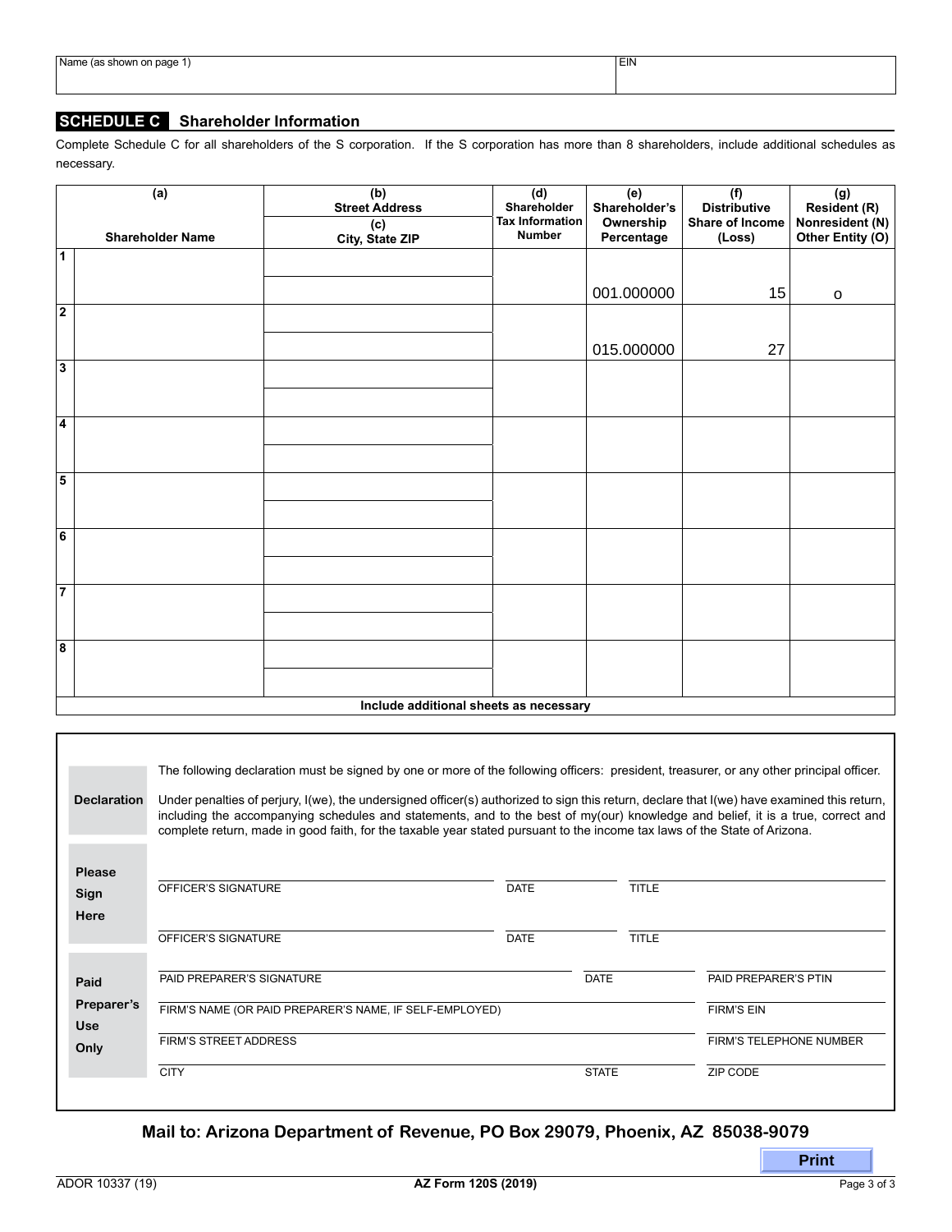| Name (as shown on page 1) | EIN |
|---|---|
| | |

## SCHEDULE C Shareholder Information

Complete Schedule C for all shareholders of the S corporation. If the S corporation has more than 8 shareholders, include additional schedules as necessary.

| | (a) Shareholder Name | (b) Street Address / (c) City, State ZIP | (d) Shareholder Tax Information Number | (e) Shareholder's Ownership Percentage | (f) Distributive Share of Income (Loss) | (g) Resident (R) Nonresident (N) Other Entity (O) |
|---|---|---|---|---|---|---|
| 1 | | | | 001.000000 | 15 | o |
| 2 | | | | 015.000000 | 27 | |
| 3 | | | | | | |
| 4 | | | | | | |
| 5 | | | | | | |
| 6 | | | | | | |
| 7 | | | | | | |
| 8 | | | | | | |

Include additional sheets as necessary

**Declaration**

The following declaration must be signed by one or more of the following officers: president, treasurer, or any other principal officer.

Under penalties of perjury, I(we), the undersigned officer(s) authorized to sign this return, declare that I(we) have examined this return, including the accompanying schedules and statements, and to the best of my(our) knowledge and belief, it is a true, correct and complete return, made in good faith, for the taxable year stated pursuant to the income tax laws of the State of Arizona.

**Please Sign Here**

OFFICER'S SIGNATURE | DATE | TITLE

OFFICER'S SIGNATURE | DATE | TITLE

**Paid Preparer's Use Only**

PAID PREPARER'S SIGNATURE | DATE | PAID PREPARER'S PTIN

FIRM'S NAME (OR PAID PREPARER'S NAME, IF SELF-EMPLOYED) | FIRM'S EIN

FIRM'S STREET ADDRESS | FIRM'S TELEPHONE NUMBER

CITY | STATE | ZIP CODE

**Mail to: Arizona Department of Revenue, PO Box 29079, Phoenix, AZ 85038-9079**

Print

ADOR 10337 (19) AZ Form 120S (2019)